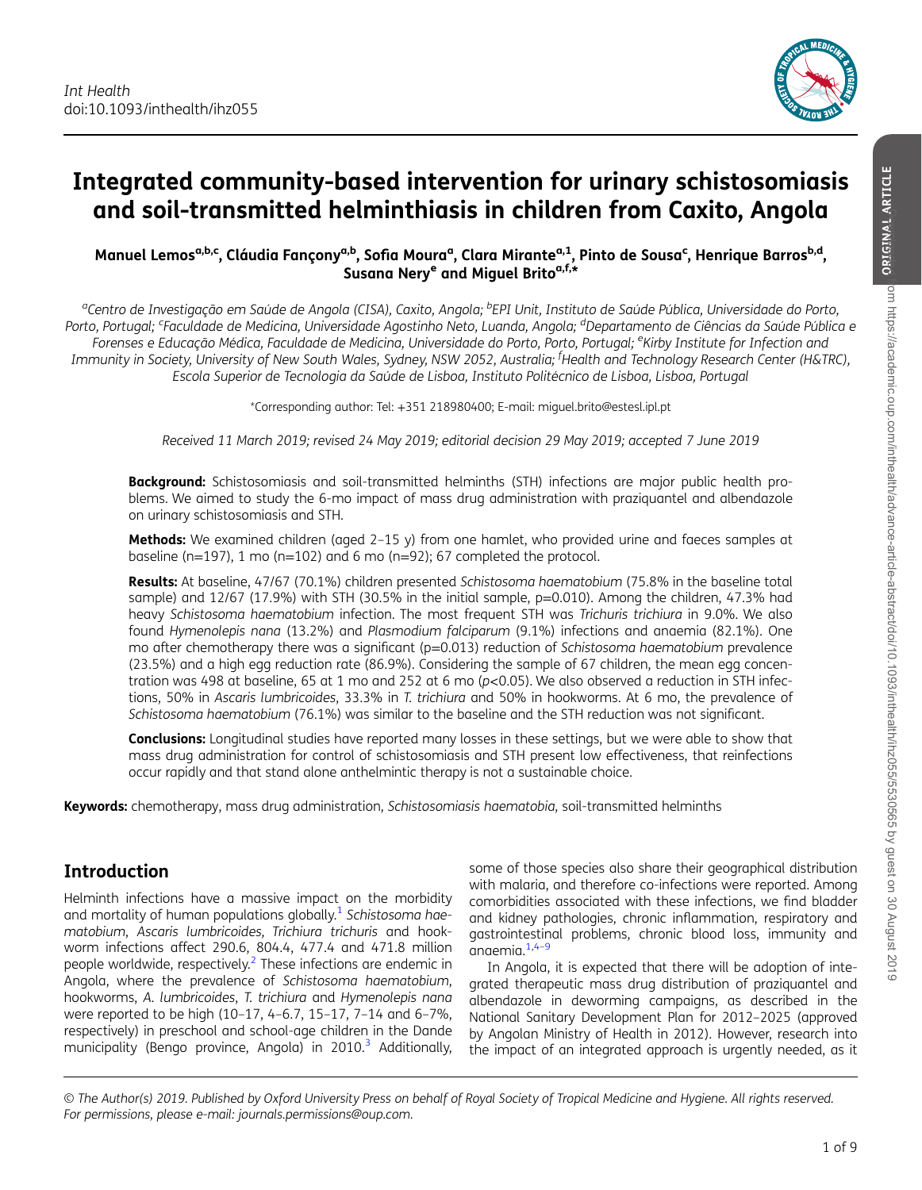Int Health
doi:10.1093/inthealth/ihz055

# Integrated community-based intervention for urinary schistosomiasis and soil-transmitted helminthiasis in children from Caxito, Angola

**Manuel Lemos[a,b,c], Cláudia Fançony[a,b], Sofia Moura[a], Clara Mirante[a,1], Pinto de Sousa[c], Henrique Barros[b,d], Susana Nery[e] and Miguel Brito[a,f,*]**

[a]Centro de Investigação em Saúde de Angola (CISA), Caxito, Angola; [b]EPI Unit, Instituto de Saúde Pública, Universidade do Porto, Porto, Portugal; [c]Faculdade de Medicina, Universidade Agostinho Neto, Luanda, Angola; [d]Departamento de Ciências da Saúde Pública e Forenses e Educação Médica, Faculdade de Medicina, Universidade do Porto, Porto, Portugal; [e]Kirby Institute for Infection and Immunity in Society, University of New South Wales, Sydney, NSW 2052, Australia; [f]Health and Technology Research Center (H&TRC), Escola Superior de Tecnologia da Saúde de Lisboa, Instituto Politécnico de Lisboa, Lisboa, Portugal

*Corresponding author: Tel: +351 218980400; E-mail: miguel.brito@estesl.ipl.pt

*Received 11 March 2019; revised 24 May 2019; editorial decision 29 May 2019; accepted 7 June 2019*

**Background:** Schistosomiasis and soil-transmitted helminths (STH) infections are major public health problems. We aimed to study the 6-mo impact of mass drug administration with praziquantel and albendazole on urinary schistosomiasis and STH.

**Methods:** We examined children (aged 2–15 y) from one hamlet, who provided urine and faeces samples at baseline (n=197), 1 mo (n=102) and 6 mo (n=92); 67 completed the protocol.

**Results:** At baseline, 47/67 (70.1%) children presented *Schistosoma haematobium* (75.8% in the baseline total sample) and 12/67 (17.9%) with STH (30.5% in the initial sample, p=0.010). Among the children, 47.3% had heavy *Schistosoma haematobium* infection. The most frequent STH was *Trichuris trichiura* in 9.0%. We also found *Hymenolepis nana* (13.2%) and *Plasmodium falciparum* (9.1%) infections and anaemia (82.1%). One mo after chemotherapy there was a significant (p=0.013) reduction of *Schistosoma haematobium* prevalence (23.5%) and a high egg reduction rate (86.9%). Considering the sample of 67 children, the mean egg concentration was 498 at baseline, 65 at 1 mo and 252 at 6 mo ($p<0.05$). We also observed a reduction in STH infections, 50% in *Ascaris lumbricoides*, 33.3% in *T. trichiura* and 50% in hookworms. At 6 mo, the prevalence of *Schistosoma haematobium* (76.1%) was similar to the baseline and the STH reduction was not significant.

**Conclusions:** Longitudinal studies have reported many losses in these settings, but we were able to show that mass drug administration for control of schistosomiasis and STH present low effectiveness, that reinfections occur rapidly and that stand alone anthelmintic therapy is not a sustainable choice.

**Keywords:** chemotherapy, mass drug administration, *Schistosomiasis haematobia*, soil-transmitted helminths

## Introduction

Helminth infections have a massive impact on the morbidity and mortality of human populations globally.[1] *Schistosoma haematobium*, *Ascaris lumbricoides*, *Trichiura trichuris* and hookworm infections affect 290.6, 804.4, 477.4 and 471.8 million people worldwide, respectively.[2] These infections are endemic in Angola, where the prevalence of *Schistosoma haematobium*, hookworms, *A. lumbricoides*, *T. trichiura* and *Hymenolepis nana* were reported to be high (10–17, 4–6.7, 15–17, 7–14 and 6–7%, respectively) in preschool and school-age children in the Dande municipality (Bengo province, Angola) in 2010.[3] Additionally, some of those species also share their geographical distribution with malaria, and therefore co-infections were reported. Among comorbidities associated with these infections, we find bladder and kidney pathologies, chronic inflammation, respiratory and gastrointestinal problems, chronic blood loss, immunity and anaemia.[1,4–9]

In Angola, it is expected that there will be adoption of integrated therapeutic mass drug distribution of praziquantel and albendazole in deworming campaigns, as described in the National Sanitary Development Plan for 2012–2025 (approved by Angolan Ministry of Health in 2012). However, research into the impact of an integrated approach is urgently needed, as it

© The Author(s) 2019. Published by Oxford University Press on behalf of Royal Society of Tropical Medicine and Hygiene. All rights reserved. For permissions, please e-mail: journals.permissions@oup.com.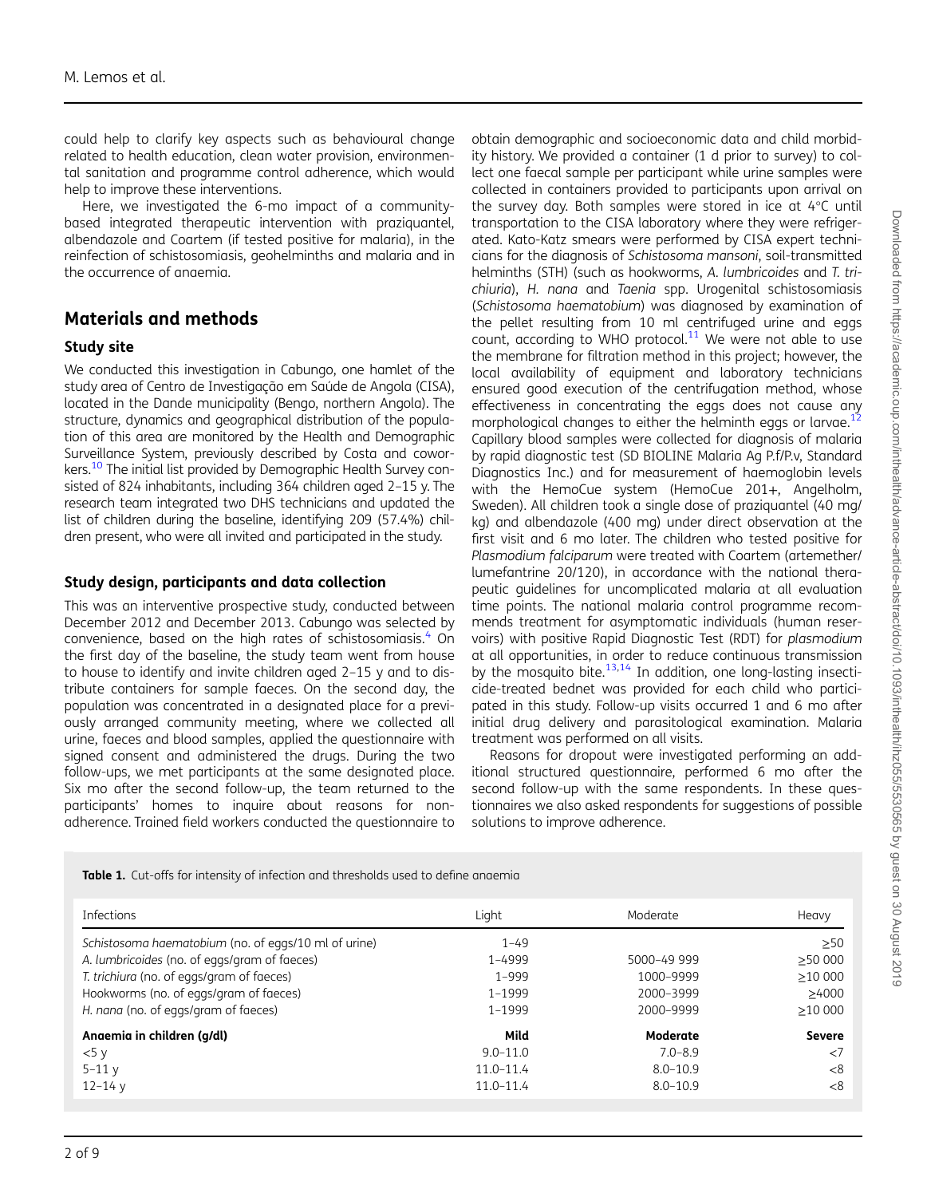could help to clarify key aspects such as behavioural change related to health education, clean water provision, environmental sanitation and programme control adherence, which would help to improve these interventions.

Here, we investigated the 6-mo impact of a community-based integrated therapeutic intervention with praziquantel, albendazole and Coartem (if tested positive for malaria), in the reinfection of schistosomiasis, geohelminths and malaria and in the occurrence of anaemia.

## Materials and methods

### Study site

We conducted this investigation in Cabungo, one hamlet of the study area of Centro de Investigação em Saúde de Angola (CISA), located in the Dande municipality (Bengo, northern Angola). The structure, dynamics and geographical distribution of the population of this area are monitored by the Health and Demographic Surveillance System, previously described by Costa and coworkers.[10] The initial list provided by Demographic Health Survey consisted of 824 inhabitants, including 364 children aged 2–15 y. The research team integrated two DHS technicians and updated the list of children during the baseline, identifying 209 (57.4%) children present, who were all invited and participated in the study.

### Study design, participants and data collection

This was an interventive prospective study, conducted between December 2012 and December 2013. Cabungo was selected by convenience, based on the high rates of schistosomiasis.[4] On the first day of the baseline, the study team went from house to house to identify and invite children aged 2–15 y and to distribute containers for sample faeces. On the second day, the population was concentrated in a designated place for a previously arranged community meeting, where we collected all urine, faeces and blood samples, applied the questionnaire with signed consent and administered the drugs. During the two follow-ups, we met participants at the same designated place. Six mo after the second follow-up, the team returned to the participants' homes to inquire about reasons for non-adherence. Trained field workers conducted the questionnaire to obtain demographic and socioeconomic data and child morbidity history. We provided a container (1 d prior to survey) to collect one faecal sample per participant while urine samples were collected in containers provided to participants upon arrival on the survey day. Both samples were stored in ice at 4°C until transportation to the CISA laboratory where they were refrigerated. Kato-Katz smears were performed by CISA expert technicians for the diagnosis of *Schistosoma mansoni*, soil-transmitted helminths (STH) (such as hookworms, *A. lumbricoides* and *T. trichiura*), *H. nana* and *Taenia* spp. Urogenital schistosomiasis (*Schistosoma haematobium*) was diagnosed by examination of the pellet resulting from 10 ml centrifuged urine and eggs count, according to WHO protocol.[11] We were not able to use the membrane for filtration method in this project; however, the local availability of equipment and laboratory technicians ensured good execution of the centrifugation method, whose effectiveness in concentrating the eggs does not cause any morphological changes to either the helminth eggs or larvae.[12] Capillary blood samples were collected for diagnosis of malaria by rapid diagnostic test (SD BIOLINE Malaria Ag P.f/P.v, Standard Diagnostics Inc.) and for measurement of haemoglobin levels with the HemoCue system (HemoCue 201+, Angelholm, Sweden). All children took a single dose of praziquantel (40 mg/kg) and albendazole (400 mg) under direct observation at the first visit and 6 mo later. The children who tested positive for *Plasmodium falciparum* were treated with Coartem (artemether/lumefantrine 20/120), in accordance with the national therapeutic guidelines for uncomplicated malaria at all evaluation time points. The national malaria control programme recommends treatment for asymptomatic individuals (human reservoirs) with positive Rapid Diagnostic Test (RDT) for *plasmodium* at all opportunities, in order to reduce continuous transmission by the mosquito bite.[13,14] In addition, one long-lasting insecticide-treated bednet was provided for each child who participated in this study. Follow-up visits occurred 1 and 6 mo after initial drug delivery and parasitological examination. Malaria treatment was performed on all visits.

Reasons for dropout were investigated performing an additional structured questionnaire, performed 6 mo after the second follow-up with the same respondents. In these questionnaires we also asked respondents for suggestions of possible solutions to improve adherence.

**Table 1.** Cut-offs for intensity of infection and thresholds used to define anaemia

| Infections | Light | Moderate | Heavy |
|---|---|---|---|
| *Schistosoma haematobium* (no. of eggs/10 ml of urine) | 1–49 | | ≥50 |
| *A. lumbricoides* (no. of eggs/gram of faeces) | 1–4999 | 5000–49 999 | ≥50 000 |
| *T. trichiura* (no. of eggs/gram of faeces) | 1–999 | 1000–9999 | ≥10 000 |
| Hookworms (no. of eggs/gram of faeces) | 1–1999 | 2000–3999 | ≥4000 |
| *H. nana* (no. of eggs/gram of faeces) | 1–1999 | 2000–9999 | ≥10 000 |
| **Anaemia in children (g/dl)** | **Mild** | **Moderate** | **Severe** |
| <5 y | 9.0–11.0 | 7.0–8.9 | <7 |
| 5–11 y | 11.0–11.4 | 8.0–10.9 | <8 |
| 12–14 y | 11.0–11.4 | 8.0–10.9 | <8 |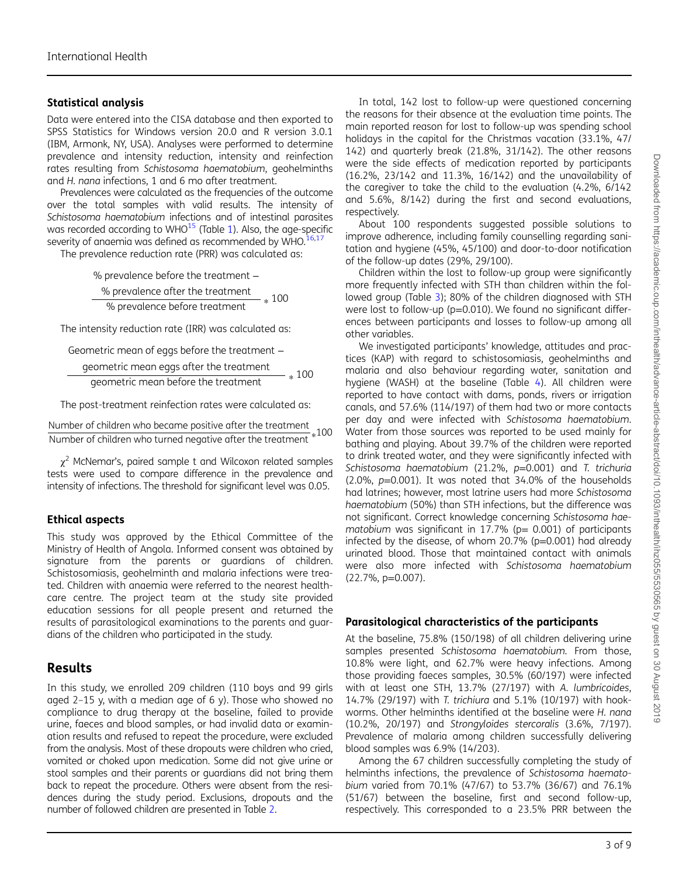## Statistical analysis

Data were entered into the CISA database and then exported to SPSS Statistics for Windows version 20.0 and R version 3.0.1 (IBM, Armonk, NY, USA). Analyses were performed to determine prevalence and intensity reduction, intensity and reinfection rates resulting from *Schistosoma haematobium*, geohelminths and *H. nana* infections, 1 and 6 mo after treatment.

Prevalences were calculated as the frequencies of the outcome over the total samples with valid results. The intensity of *Schistosoma haematobium* infections was recorded according to WHO[15] (Table 1). Also, the age-specific severity of anaemia was defined as recommended by WHO.[16,17]

The prevalence reduction rate (PRR) was calculated as:

$$\frac{\text{\% prevalence before the treatment} - \text{\% prevalence after the treatment}}{\text{\% prevalence before treatment}} * 100$$

The intensity reduction rate (IRR) was calculated as:

$$\frac{\text{Geometric mean of eggs before the treatment} - \text{geometric mean eggs after the treatment}}{\text{geometric mean before the treatment}} * 100$$

The post-treatment reinfection rates were calculated as:

$$\frac{\text{Number of children who became positive after the treatment}}{\text{Number of children who turned negative after the treatment}} * 100$$

$\chi^2$ McNemar's, paired sample t and Wilcoxon related samples tests were used to compare difference in the prevalence and intensity of infections. The threshold for significant level was 0.05.

## Ethical aspects

This study was approved by the Ethical Committee of the Ministry of Health of Angola. Informed consent was obtained by signature from the parents or guardians of children. Schistosomiasis, geohelminth and malaria infections were treated. Children with anaemia were referred to the nearest healthcare centre. The project team at the study site provided education sessions for all people present and returned the results of parasitological examinations to the parents and guardians of the children who participated in the study.

# Results

In this study, we enrolled 209 children (110 boys and 99 girls aged 2–15 y, with a median age of 6 y). Those who showed no compliance to drug therapy at the baseline, failed to provide urine, faeces and blood samples, or had invalid data or examination results and refused to repeat the procedure, were excluded from the analysis. Most of these dropouts were children who cried, vomited or choked upon medication. Some did not give urine or stool samples and their parents or guardians did not bring them back to repeat the procedure. Others were absent from the residences during the study period. Exclusions, dropouts and the number of followed children are presented in Table 2.

In total, 142 lost to follow-up were questioned concerning the reasons for their absence at the evaluation time points. The main reported reason for lost to follow-up was spending school holidays in the capital for the Christmas vacation (33.1%, 47/142) and quarterly break (21.8%, 31/142). The other reasons were the side effects of medication reported by participants (16.2%, 23/142 and 11.3%, 16/142) and the unavailability of the caregiver to take the child to the evaluation (4.2%, 6/142 and 5.6%, 8/142) during the first and second evaluations, respectively.

About 100 respondents suggested possible solutions to improve adherence, including family counselling regarding sanitation and hygiene (45%, 45/100) and door-to-door notification of the follow-up dates (29%, 29/100).

Children within the lost to follow-up group were significantly more frequently infected with STH than children within the followed group (Table 3); 80% of the children diagnosed with STH were lost to follow-up (p=0.010). We found no significant differences between participants and losses to follow-up among all other variables.

We investigated participants' knowledge, attitudes and practices (KAP) with regard to schistosomiasis, geohelminths and malaria and also behaviour regarding water, sanitation and hygiene (WASH) at the baseline (Table 4). All children were reported to have contact with dams, ponds, rivers or irrigation canals, and 57.6% (114/197) of them had two or more contacts per day and were infected with *Schistosoma haematobium*. Water from those sources was reported to be used mainly for bathing and playing. About 39.7% of the children were reported to drink treated water, and they were significantly infected with *Schistosoma haematobium* (21.2%, p=0.001) and *T. trichuria* (2.0%, p=0.001). It was noted that 34.0% of the households had latrines; however, most latrine users had more *Schistosoma haematobium* (50%) than STH infections, but the difference was not significant. Correct knowledge concerning *Schistosoma haematobium* was significant in 17.7% (p= 0.001) of participants infected by the disease, of whom 20.7% (p=0.001) had already urinated blood. Those that maintained contact with animals were also more infected with *Schistosoma haematobium* (22.7%, p=0.007).

## Parasitological characteristics of the participants

At the baseline, 75.8% (150/198) of all children delivering urine samples presented *Schistosoma haematobium*. From those, 10.8% were light, and 62.7% were heavy infections. Among those providing faeces samples, 30.5% (60/197) were infected with at least one STH, 13.7% (27/197) with *A. lumbricoides*, 14.7% (29/197) with *T. trichiura* and 5.1% (10/197) with hookworms. Other helminths identified at the baseline were *H. nana* (10.2%, 20/197) and *Strongyloides stercoralis* (3.6%, 7/197). Prevalence of malaria among children successfully delivering blood samples was 6.9% (14/203).

Among the 67 children successfully completing the study of helminths infections, the prevalence of *Schistosoma haematobium* varied from 70.1% (47/67) to 53.7% (36/67) and 76.1% (51/67) between the baseline, first and second follow-up, respectively. This corresponded to a 23.5% PRR between the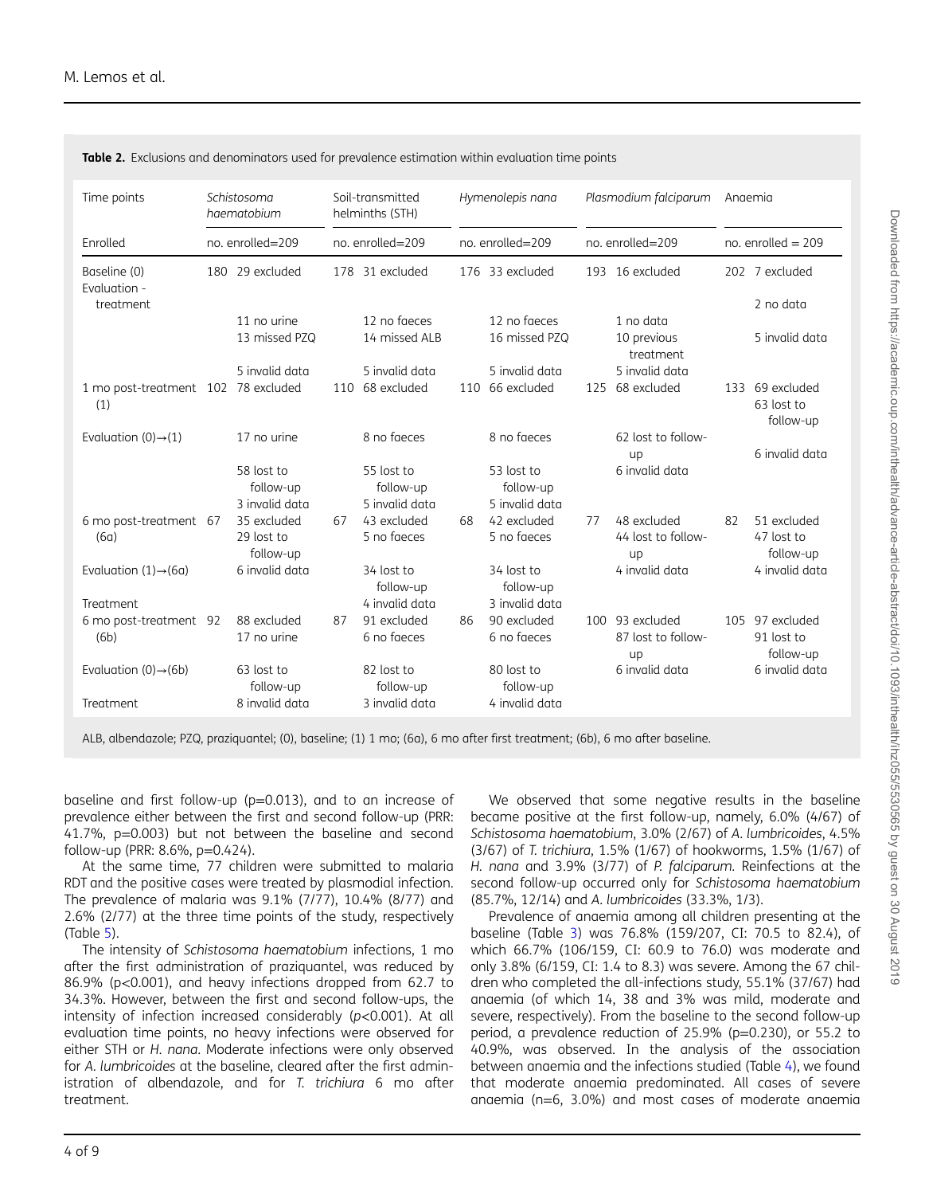**Table 2.** Exclusions and denominators used for prevalence estimation within evaluation time points

| Time points | *Schistosoma haematobium* | | Soil-transmitted helminths (STH) | | *Hymenolepis nana* | | *Plasmodium falciparum* | | Anaemia | |
|---|---|---|---|---|---|---|---|---|---|---|
| Enrolled | no. enrolled=209 | | no. enrolled=209 | | no. enrolled=209 | | no. enrolled=209 | | no. enrolled = 209 | |
| Baseline (0) Evaluation - treatment | 180 | 29 excluded | 178 | 31 excluded | 176 | 33 excluded | 193 | 16 excluded | 202 | 7 excluded |
| | | | | | | | | | | 2 no data |
| | | 11 no urine | | 12 no faeces | | 12 no faeces | | 1 no data | | |
| | | 13 missed PZQ | | 14 missed ALB | | 16 missed PZQ | | 10 previous treatment | | 5 invalid data |
| | | 5 invalid data | | 5 invalid data | | 5 invalid data | | 5 invalid data | | |
| 1 mo post-treatment (1) | 102 | 78 excluded | 110 | 68 excluded | 110 | 66 excluded | 125 | 68 excluded | 133 | 69 excluded 63 lost to follow-up |
| Evaluation (0)→(1) | | 17 no urine | | 8 no faeces | | 8 no faeces | | 62 lost to follow-up | | 6 invalid data |
| | | 58 lost to follow-up | | 55 lost to follow-up | | 53 lost to follow-up | | 6 invalid data | | |
| | | 3 invalid data | | 5 invalid data | | 5 invalid data | | | | |
| 6 mo post-treatment (6a) | 67 | 35 excluded | 67 | 43 excluded | 68 | 42 excluded | 77 | 48 excluded | 82 | 51 excluded |
| | | 29 lost to follow-up | | 5 no faeces | | 5 no faeces | | 44 lost to follow-up | | 47 lost to follow-up |
| Evaluation (1)→(6a) | | 6 invalid data | | 34 lost to follow-up | | 34 lost to follow-up | | 4 invalid data | | 4 invalid data |
| Treatment | | | | 4 invalid data | | 3 invalid data | | | | |
| 6 mo post-treatment (6b) | 92 | 88 excluded | 87 | 91 excluded | 86 | 90 excluded | 100 | 93 excluded | 105 | 97 excluded |
| | | 17 no urine | | 6 no faeces | | 6 no faeces | | 87 lost to follow-up | | 91 lost to follow-up |
| Evaluation (0)→(6b) | | 63 lost to follow-up | | 82 lost to follow-up | | 80 lost to follow-up | | 6 invalid data | | 6 invalid data |
| Treatment | | 8 invalid data | | 3 invalid data | | 4 invalid data | | | | |

ALB, albendazole; PZQ, praziquantel; (0), baseline; (1) 1 mo; (6a), 6 mo after first treatment; (6b), 6 mo after baseline.

baseline and first follow-up (p=0.013), and to an increase of prevalence either between the first and second follow-up (PRR: 41.7%, p=0.003) but not between the baseline and second follow-up (PRR: 8.6%, p=0.424).

At the same time, 77 children were submitted to malaria RDT and the positive cases were treated by plasmodial infection. The prevalence of malaria was 9.1% (7/77), 10.4% (8/77) and 2.6% (2/77) at the three time points of the study, respectively (Table 5).

The intensity of *Schistosoma haematobium* infections, 1 mo after the first administration of praziquantel, was reduced by 86.9% (p<0.001), and heavy infections dropped from 62.7 to 34.3%. However, between the first and second follow-ups, the intensity of infection increased considerably (*p*<0.001). At all evaluation time points, no heavy infections were observed for either STH or *H. nana*. Moderate infections were only observed for *A. lumbricoides* at the baseline, cleared after the first administration of albendazole, and for *T. trichiura* 6 mo after treatment.

We observed that some negative results in the baseline became positive at the first follow-up, namely, 6.0% (4/67) of *Schistosoma haematobium*, 3.0% (2/67) of *A. lumbricoides*, 4.5% (3/67) of *T. trichiura*, 1.5% (1/67) of hookworms, 1.5% (1/67) of *H. nana* and 3.9% (3/77) of *P. falciparum*. Reinfections at the second follow-up occurred only for *Schistosoma haematobium* (85.7%, 12/14) and *A. lumbricoides* (33.3%, 1/3).

Prevalence of anaemia among all children presenting at the baseline (Table 3) was 76.8% (159/207, CI: 70.5 to 82.4), of which 66.7% (106/159, CI: 60.9 to 76.0) was moderate and only 3.8% (6/159, CI: 1.4 to 8.3) was severe. Among the 67 children who completed the all-infections study, 55.1% (37/67) had anaemia (of which 14, 38 and 3% was mild, moderate and severe, respectively). From the baseline to the second follow-up period, a prevalence reduction of 25.9% (p=0.230), or 55.2 to 40.9%, was observed. In the analysis of the association between anaemia and the infections studied (Table 4), we found that moderate anaemia predominated. All cases of severe anaemia (n=6, 3.0%) and most cases of moderate anaemia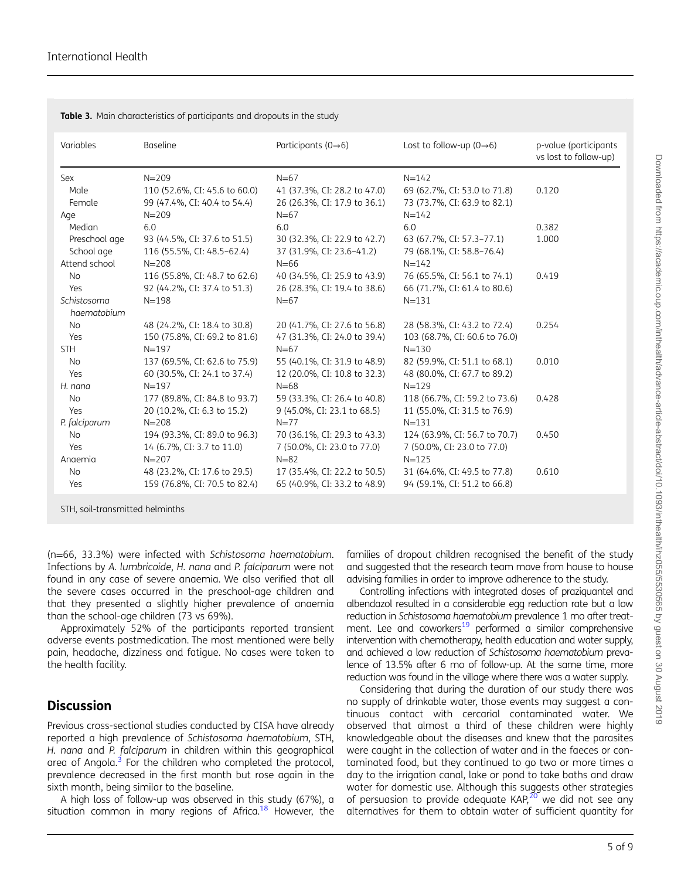**Table 3.** Main characteristics of participants and dropouts in the study

| Variables | Baseline | Participants (0→6) | Lost to follow-up (0→6) | p-value (participants vs lost to follow-up) |
|---|---|---|---|---|
| Sex | N=209 | N=67 | N=142 | |
| Male | 110 (52.6%, CI: 45.6 to 60.0) | 41 (37.3%, CI: 28.2 to 47.0) | 69 (62.7%, CI: 53.0 to 71.8) | 0.120 |
| Female | 99 (47.4%, CI: 40.4 to 54.4) | 26 (26.3%, CI: 17.9 to 36.1) | 73 (73.7%, CI: 63.9 to 82.1) | |
| Age | N=209 | N=67 | N=142 | |
| Median | 6.0 | 6.0 | 6.0 | 0.382 |
| Preschool age | 93 (44.5%, CI: 37.6 to 51.5) | 30 (32.3%, CI: 22.9 to 42.7) | 63 (67.7%, CI: 57.3–77.1) | 1.000 |
| School age | 116 (55.5%, CI: 48.5–62.4) | 37 (31.9%, CI: 23.6–41.2) | 79 (68.1%, CI: 58.8–76.4) | |
| Attend school | N=208 | N=66 | N=142 | |
| No | 116 (55.8%, CI: 48.7 to 62.6) | 40 (34.5%, CI: 25.9 to 43.9) | 76 (65.5%, CI: 56.1 to 74.1) | 0.419 |
| Yes | 92 (44.2%, CI: 37.4 to 51.3) | 26 (28.3%, CI: 19.4 to 38.6) | 66 (71.7%, CI: 61.4 to 80.6) | |
| *Schistosoma haematobium* | N=198 | N=67 | N=131 | |
| No | 48 (24.2%, CI: 18.4 to 30.8) | 20 (41.7%, CI: 27.6 to 56.8) | 28 (58.3%, CI: 43.2 to 72.4) | 0.254 |
| Yes | 150 (75.8%, CI: 69.2 to 81.6) | 47 (31.3%, CI: 24.0 to 39.4) | 103 (68.7%, CI: 60.6 to 76.0) | |
| STH | N=197 | N=67 | N=130 | |
| No | 137 (69.5%, CI: 62.6 to 75.9) | 55 (40.1%, CI: 31.9 to 48.9) | 82 (59.9%, CI: 51.1 to 68.1) | 0.010 |
| Yes | 60 (30.5%, CI: 24.1 to 37.4) | 12 (20.0%, CI: 10.8 to 32.3) | 48 (80.0%, CI: 67.7 to 89.2) | |
| *H. nana* | N=197 | N=68 | N=129 | |
| No | 177 (89.8%, CI: 84.8 to 93.7) | 59 (33.3%, CI: 26.4 to 40.8) | 118 (66.7%, CI: 59.2 to 73.6) | 0.428 |
| Yes | 20 (10.2%, CI: 6.3 to 15.2) | 9 (45.0%, CI: 23.1 to 68.5) | 11 (55.0%, CI: 31.5 to 76.9) | |
| *P. falciparum* | N=208 | N=77 | N=131 | |
| No | 194 (93.3%, CI: 89.0 to 96.3) | 70 (36.1%, CI: 29.3 to 43.3) | 124 (63.9%, CI: 56.7 to 70.7) | 0.450 |
| Yes | 14 (6.7%, CI: 3.7 to 11.0) | 7 (50.0%, CI: 23.0 to 77.0) | 7 (50.0%, CI: 23.0 to 77.0) | |
| Anaemia | N=207 | N=82 | N=125 | |
| No | 48 (23.2%, CI: 17.6 to 29.5) | 17 (35.4%, CI: 22.2 to 50.5) | 31 (64.6%, CI: 49.5 to 77.8) | 0.610 |
| Yes | 159 (76.8%, CI: 70.5 to 82.4) | 65 (40.9%, CI: 33.2 to 48.9) | 94 (59.1%, CI: 51.2 to 66.8) | |

STH, soil-transmitted helminths

(n=66, 33.3%) were infected with *Schistosoma haematobium*. Infections by *A. lumbricoide*, *H. nana* and *P. falciparum* were not found in any case of severe anaemia. We also verified that all the severe cases occurred in the preschool-age children and that they presented a slightly higher prevalence of anaemia than the school-age children (73 vs 69%).

Approximately 52% of the participants reported transient adverse events postmedication. The most mentioned were belly pain, headache, dizziness and fatigue. No cases were taken to the health facility.

## Discussion

Previous cross-sectional studies conducted by CISA have already reported a high prevalence of *Schistosoma haematobium*, STH, *H. nana* and *P. falciparum* in children within this geographical area of Angola.[3] For the children who completed the protocol, prevalence decreased in the first month but rose again in the sixth month, being similar to the baseline.

A high loss of follow-up was observed in this study (67%), a situation common in many regions of Africa.[18] However, the families of dropout children recognised the benefit of the study and suggested that the research team move from house to house advising families in order to improve adherence to the study.

Controlling infections with integrated doses of praziquantel and albendazol resulted in a considerable egg reduction rate but a low reduction in *Schistosoma haematobium* prevalence 1 mo after treatment. Lee and coworkers[19] performed a similar comprehensive intervention with chemotherapy, health education and water supply, and achieved a low reduction of *Schistosoma haematobium* prevalence of 13.5% after 6 mo of follow-up. At the same time, more reduction was found in the village where there was a water supply.

Considering that during the duration of our study there was no supply of drinkable water, those events may suggest a continuous contact with cercarial contaminated water. We observed that almost a third of these children were highly knowledgeable about the diseases and knew that the parasites were caught in the collection of water and in the faeces or contaminated food, but they continued to go two or more times a day to the irrigation canal, lake or pond to take baths and draw water for domestic use. Although this suggests other strategies of persuasion to provide adequate KAP,[20] we did not see any alternatives for them to obtain water of sufficient quantity for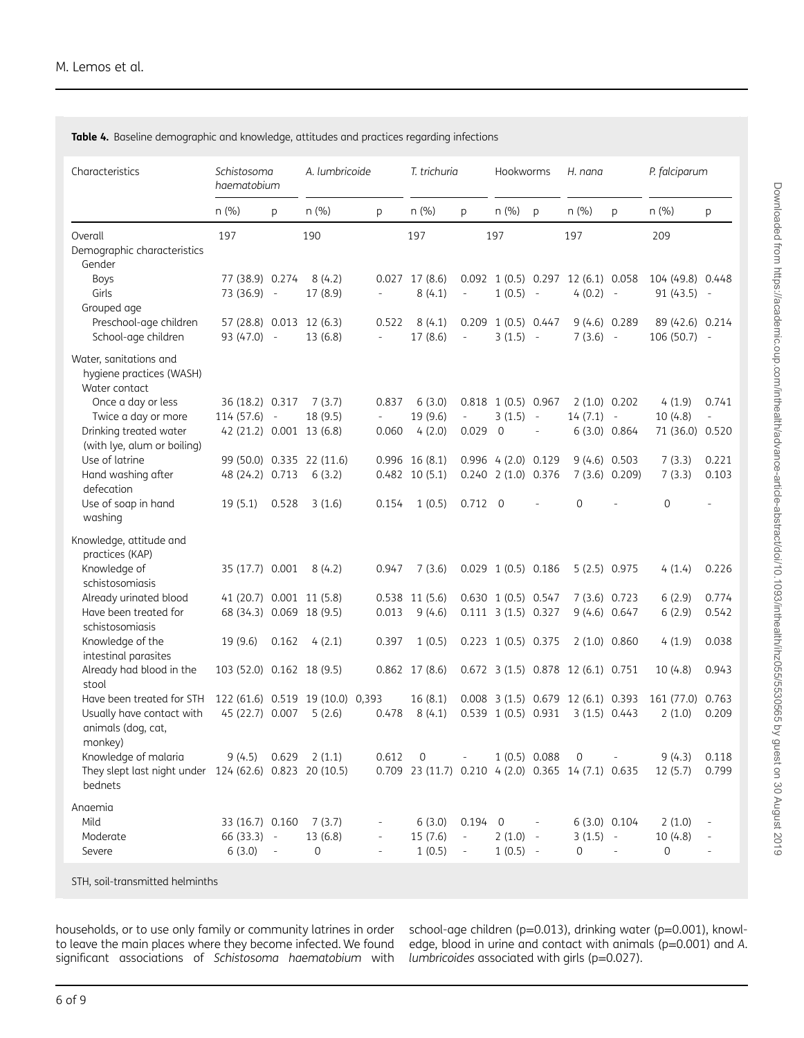**Table 4.** Baseline demographic and knowledge, attitudes and practices regarding infections

| Characteristics | *Schistosoma haematobium* | | *A. lumbricoide* | | *T. trichuria* | | Hookworms | | *H. nana* | | *P. falciparum* | |
|---|---|---|---|---|---|---|---|---|---|---|---|---|
| | n (%) | p | n (%) | p | n (%) | p | n (%) | p | n (%) | p | n (%) | p |
| Overall | 197 | | 190 | | 197 | | 197 | | 197 | | 209 | |
| Demographic characteristics | | | | | | | | | | | | |
| Gender | | | | | | | | | | | | |
| Boys | 77 (38.9) | 0.274 | 8 (4.2) | 0.027 | 17 (8.6) | 0.092 | 1 (0.5) | 0.297 | 12 (6.1) | 0.058 | 104 (49.8) | 0.448 |
| Girls | 73 (36.9) | - | 17 (8.9) | - | 8 (4.1) | - | 1 (0.5) | - | 4 (0.2) | - | 91 (43.5) | - |
| Grouped age | | | | | | | | | | | | |
| Preschool-age children | 57 (28.8) | 0.013 | 12 (6.3) | 0.522 | 8 (4.1) | 0.209 | 1 (0.5) | 0.447 | 9 (4.6) | 0.289 | 89 (42.6) | 0.214 |
| School-age children | 93 (47.0) | - | 13 (6.8) | - | 17 (8.6) | - | 3 (1.5) | - | 7 (3.6) | - | 106 (50.7) | - |
| Water, sanitations and hygiene practices (WASH) | | | | | | | | | | | | |
| Water contact | | | | | | | | | | | | |
| Once a day or less | 36 (18.2) | 0.317 | 7 (3.7) | 0.837 | 6 (3.0) | 0.818 | 1 (0.5) | 0.967 | 2 (1.0) | 0.202 | 4 (1.9) | 0.741 |
| Twice a day or more | 114 (57.6) | - | 18 (9.5) | - | 19 (9.6) | - | 3 (1.5) | - | 14 (7.1) | - | 10 (4.8) | - |
| Drinking treated water (with lye, alum or boiling) | 42 (21.2) | 0.001 | 13 (6.8) | 0.060 | 4 (2.0) | 0.029 | 0 | - | 6 (3.0) | 0.864 | 71 (36.0) | 0.520 |
| Use of latrine | 99 (50.0) | 0.335 | 22 (11.6) | 0.996 | 16 (8.1) | 0.996 | 4 (2.0) | 0.129 | 9 (4.6) | 0.503 | 7 (3.3) | 0.221 |
| Hand washing after defecation | 48 (24.2) | 0.713 | 6 (3.2) | 0.482 | 10 (5.1) | 0.240 | 2 (1.0) | 0.376 | 7 (3.6) | 0.209) | 7 (3.3) | 0.103 |
| Use of soap in hand washing | 19 (5.1) | 0.528 | 3 (1.6) | 0.154 | 1 (0.5) | 0.712 | 0 | - | 0 | - | 0 | - |
| Knowledge, attitude and practices (KAP) | | | | | | | | | | | | |
| Knowledge of schistosomiasis | 35 (17.7) | 0.001 | 8 (4.2) | 0.947 | 7 (3.6) | 0.029 | 1 (0.5) | 0.186 | 5 (2.5) | 0.975 | 4 (1.4) | 0.226 |
| Already urinated blood | 41 (20.7) | 0.001 | 11 (5.8) | 0.538 | 11 (5.6) | 0.630 | 1 (0.5) | 0.547 | 7 (3.6) | 0.723 | 6 (2.9) | 0.774 |
| Have been treated for schistosomiasis | 68 (34.3) | 0.069 | 18 (9.5) | 0.013 | 9 (4.6) | 0.111 | 3 (1.5) | 0.327 | 9 (4.6) | 0.647 | 6 (2.9) | 0.542 |
| Knowledge of the intestinal parasites | 19 (9.6) | 0.162 | 4 (2.1) | 0.397 | 1 (0.5) | 0.223 | 1 (0.5) | 0.375 | 2 (1.0) | 0.860 | 4 (1.9) | 0.038 |
| Already had blood in the stool | 103 (52.0) | 0.162 | 18 (9.5) | 0.862 | 17 (8.6) | 0.672 | 3 (1.5) | 0.878 | 12 (6.1) | 0.751 | 10 (4.8) | 0.943 |
| Have been treated for STH | 122 (61.6) | 0.519 | 19 (10.0) | 0,393 | 16 (8.1) | 0.008 | 3 (1.5) | 0.679 | 12 (6.1) | 0.393 | 161 (77.0) | 0.763 |
| Usually have contact with animals (dog, cat, monkey) | 45 (22.7) | 0.007 | 5 (2.6) | 0.478 | 8 (4.1) | 0.539 | 1 (0.5) | 0.931 | 3 (1.5) | 0.443 | 2 (1.0) | 0.209 |
| Knowledge of malaria | 9 (4.5) | 0.629 | 2 (1.1) | 0.612 | 0 | - | 1 (0.5) | 0.088 | 0 | - | 9 (4.3) | 0.118 |
| They slept last night under bednets | 124 (62.6) | 0.823 | 20 (10.5) | 0.709 | 23 (11.7) | 0.210 | 4 (2.0) | 0.365 | 14 (7.1) | 0.635 | 12 (5.7) | 0.799 |
| Anaemia | | | | | | | | | | | | |
| Mild | 33 (16.7) | 0.160 | 7 (3.7) | - | 6 (3.0) | 0.194 | 0 | - | 6 (3.0) | 0.104 | 2 (1.0) | - |
| Moderate | 66 (33.3) | - | 13 (6.8) | - | 15 (7.6) | - | 2 (1.0) | - | 3 (1.5) | - | 10 (4.8) | - |
| Severe | 6 (3.0) | - | 0 | - | 1 (0.5) | - | 1 (0.5) | - | 0 | - | 0 | - |

STH, soil-transmitted helminths

households, or to use only family or community latrines in order to leave the main places where they become infected. We found significant associations of *Schistosoma haematobium* with school-age children (p=0.013), drinking water (p=0.001), knowledge, blood in urine and contact with animals (p=0.001) and *A. lumbricoides* associated with girls (p=0.027).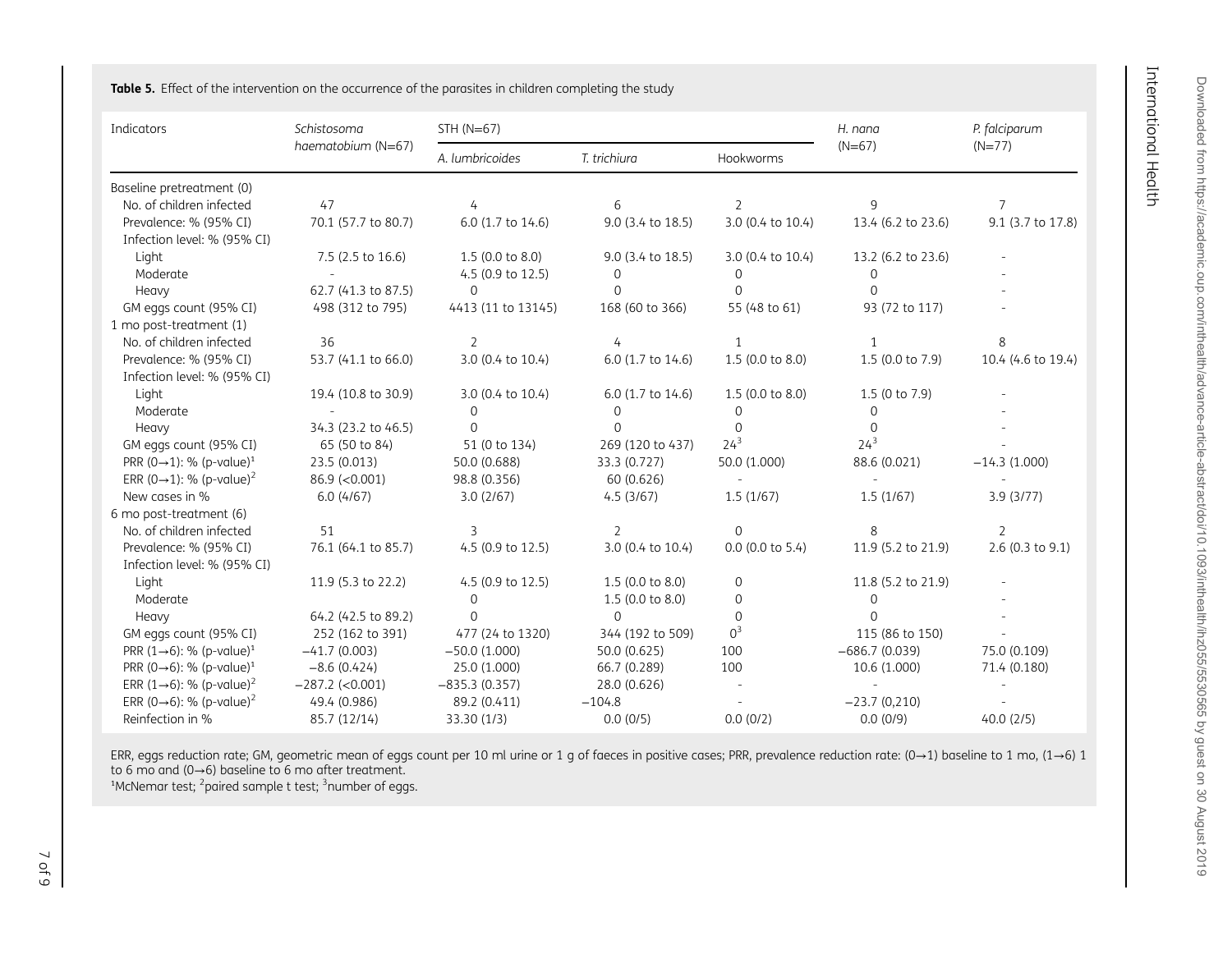**Table 5.** Effect of the intervention on the occurrence of the parasites in children completing the study

| Indicators | *Schistosoma haematobium* (N=67) | STH (N=67) | | | *H. nana* (N=67) | *P. falciparum* (N=77) |
|---|---|---|---|---|---|---|
| | | *A. lumbricoides* | *T. trichiura* | Hookworms | | |
| Baseline pretreatment (0) | | | | | | |
| No. of children infected | 47 | 4 | 6 | 2 | 9 | 7 |
| Prevalence: % (95% CI) | 70.1 (57.7 to 80.7) | 6.0 (1.7 to 14.6) | 9.0 (3.4 to 18.5) | 3.0 (0.4 to 10.4) | 13.4 (6.2 to 23.6) | 9.1 (3.7 to 17.8) |
| Infection level: % (95% CI) | | | | | | |
| Light | 7.5 (2.5 to 16.6) | 1.5 (0.0 to 8.0) | 9.0 (3.4 to 18.5) | 3.0 (0.4 to 10.4) | 13.2 (6.2 to 23.6) | - |
| Moderate | - | 4.5 (0.9 to 12.5) | 0 | 0 | 0 | - |
| Heavy | 62.7 (41.3 to 87.5) | 0 | 0 | 0 | 0 | - |
| GM eggs count (95% CI) | 498 (312 to 795) | 4413 (11 to 13145) | 168 (60 to 366) | 55 (48 to 61) | 93 (72 to 117) | - |
| 1 mo post-treatment (1) | | | | | | |
| No. of children infected | 36 | 2 | 4 | 1 | 1 | 8 |
| Prevalence: % (95% CI) | 53.7 (41.1 to 66.0) | 3.0 (0.4 to 10.4) | 6.0 (1.7 to 14.6) | 1.5 (0.0 to 8.0) | 1.5 (0.0 to 7.9) | 10.4 (4.6 to 19.4) |
| Infection level: % (95% CI) | | | | | | |
| Light | 19.4 (10.8 to 30.9) | 3.0 (0.4 to 10.4) | 6.0 (1.7 to 14.6) | 1.5 (0.0 to 8.0) | 1.5 (0 to 7.9) | - |
| Moderate | - | 0 | 0 | 0 | 0 | - |
| Heavy | 34.3 (23.2 to 46.5) | 0 | 0 | 0 | 0 | - |
| GM eggs count (95% CI) | 65 (50 to 84) | 51 (0 to 134) | 269 (120 to 437) | 24[3] | 24[3] | - |
| PRR (0→1): % (p-value)[1] | 23.5 (0.013) | 50.0 (0.688) | 33.3 (0.727) | 50.0 (1.000) | 88.6 (0.021) | −14.3 (1.000) |
| ERR (0→1): % (p-value)[2] | 86.9 (<0.001) | 98.8 (0.356) | 60 (0.626) | - | - | - |
| New cases in % | 6.0 (4/67) | 3.0 (2/67) | 4.5 (3/67) | 1.5 (1/67) | 1.5 (1/67) | 3.9 (3/77) |
| 6 mo post-treatment (6) | | | | | | |
| No. of children infected | 51 | 3 | 2 | 0 | 8 | 2 |
| Prevalence: % (95% CI) | 76.1 (64.1 to 85.7) | 4.5 (0.9 to 12.5) | 3.0 (0.4 to 10.4) | 0.0 (0.0 to 5.4) | 11.9 (5.2 to 21.9) | 2.6 (0.3 to 9.1) |
| Infection level: % (95% CI) | | | | | | |
| Light | 11.9 (5.3 to 22.2) | 4.5 (0.9 to 12.5) | 1.5 (0.0 to 8.0) | 0 | 11.8 (5.2 to 21.9) | - |
| Moderate | - | 0 | 1.5 (0.0 to 8.0) | 0 | 0 | - |
| Heavy | 64.2 (42.5 to 89.2) | 0 | 0 | 0 | 0 | - |
| GM eggs count (95% CI) | 252 (162 to 391) | 477 (24 to 1320) | 344 (192 to 509) | 0[3] | 115 (86 to 150) | - |
| PRR (1→6): % (p-value)[1] | −41.7 (0.003) | −50.0 (1.000) | 50.0 (0.625) | 100 | −686.7 (0.039) | 75.0 (0.109) |
| PRR (0→6): % (p-value)[1] | −8.6 (0.424) | 25.0 (1.000) | 66.7 (0.289) | 100 | 10.6 (1.000) | 71.4 (0.180) |
| ERR (1→6): % (p-value)[2] | −287.2 (<0.001) | −835.3 (0.357) | 28.0 (0.626) | - | - | - |
| ERR (0→6): % (p-value)[2] | 49.4 (0.986) | 89.2 (0.411) | −104.8 | - | −23.7 (0,210) | - |
| Reinfection in % | 85.7 (12/14) | 33.30 (1/3) | 0.0 (0/5) | 0.0 (0/2) | 0.0 (0/9) | 40.0 (2/5) |

ERR, eggs reduction rate; GM, geometric mean of eggs count per 10 ml urine or 1 g of faeces in positive cases; PRR, prevalence reduction rate: (0→1) baseline to 1 mo, (1→6) 1 to 6 mo and (0→6) baseline to 6 mo after treatment.
[1]McNemar test; [2]paired sample t test; [3]number of eggs.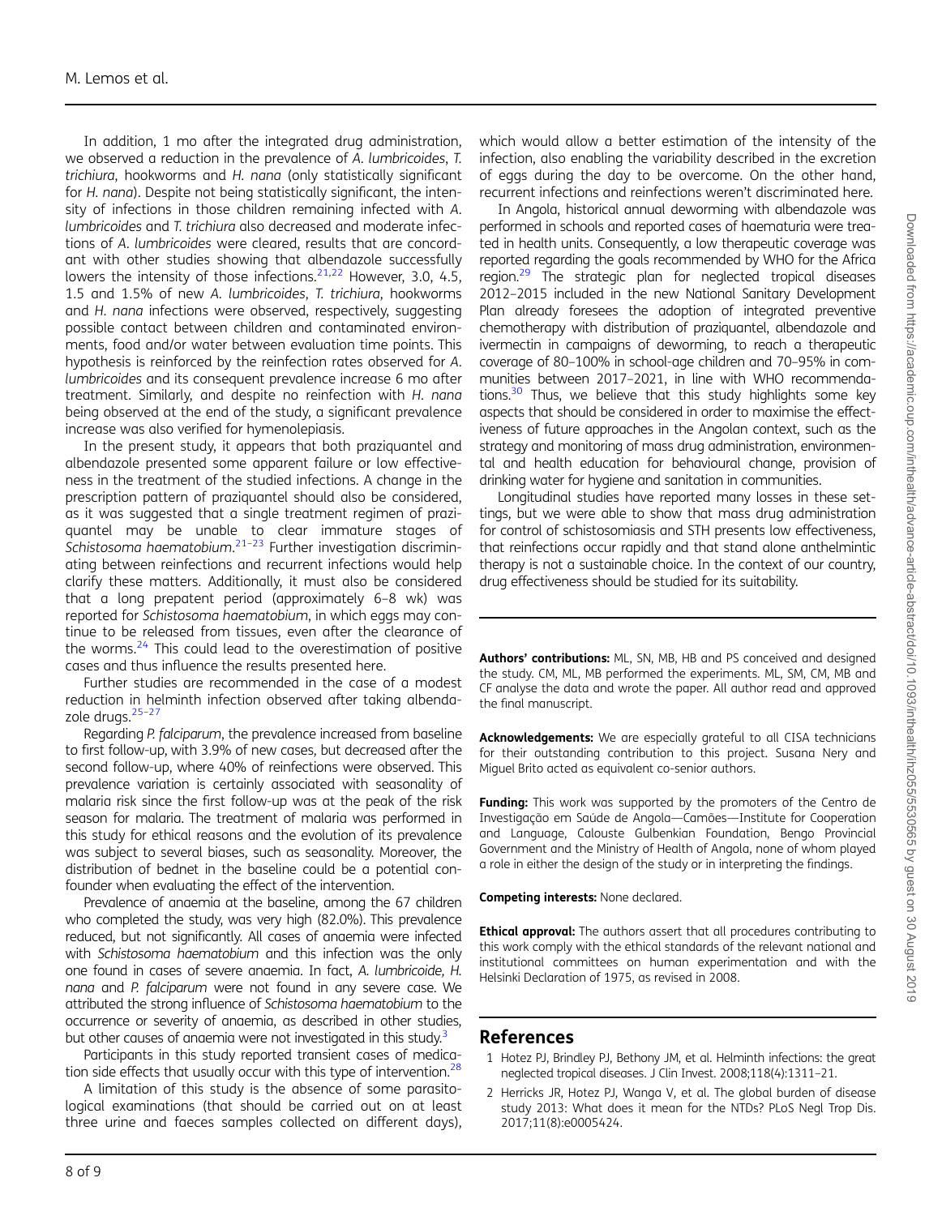In addition, 1 mo after the integrated drug administration, we observed a reduction in the prevalence of *A. lumbricoides*, *T. trichiura*, hookworms and *H. nana* (only statistically significant for *H. nana*). Despite not being statistically significant, the intensity of infections in those children remaining infected with *A. lumbricoides* and *T. trichiura* also decreased and moderate infections of *A. lumbricoides* were cleared, results that are concordant with other studies showing that albendazole successfully lowers the intensity of those infections.[21,22] However, 3.0, 4.5, 1.5 and 1.5% of new *A. lumbricoides*, *T. trichiura*, hookworms and *H. nana* infections were observed, respectively, suggesting possible contact between children and contaminated environments, food and/or water between evaluation time points. This hypothesis is reinforced by the reinfection rates observed for *A. lumbricoides* and its consequent prevalence increase 6 mo after treatment. Similarly, and despite no reinfection with *H. nana* being observed at the end of the study, a significant prevalence increase was also verified for hymenolepiasis.

In the present study, it appears that both praziquantel and albendazole presented some apparent failure or low effectiveness in the treatment of the studied infections. A change in the prescription pattern of praziquantel should also be considered, as it was suggested that a single treatment regimen of praziquantel may be unable to clear immature stages of *Schistosoma haematobium*.[21–23] Further investigation discriminating between reinfections and recurrent infections would help clarify these matters. Additionally, it must also be considered that a long prepatent period (approximately 6–8 wk) was reported for *Schistosoma haematobium*, in which eggs may continue to be released from tissues, even after the clearance of the worms.[24] This could lead to the overestimation of positive cases and thus influence the results presented here.

Further studies are recommended in the case of a modest reduction in helminth infection observed after taking albendazole drugs.[25–27]

Regarding *P. falciparum*, the prevalence increased from baseline to first follow-up, with 3.9% of new cases, but decreased after the second follow-up, where 40% of reinfections were observed. This prevalence variation is certainly associated with seasonality of malaria risk since the first follow-up was at the peak of the risk season for malaria. The treatment of malaria was performed in this study for ethical reasons and the evolution of its prevalence was subject to several biases, such as seasonality. Moreover, the distribution of bednet in the baseline could be a potential confounder when evaluating the effect of the intervention.

Prevalence of anaemia at the baseline, among the 67 children who completed the study, was very high (82.0%). This prevalence reduced, but not significantly. All cases of anaemia were infected with *Schistosoma haematobium* and this infection was the only one found in cases of severe anaemia. In fact, *A. lumbricoide, H. nana* and *P. falciparum* were not found in any severe case. We attributed the strong influence of *Schistosoma haematobium* to the occurrence or severity of anaemia, as described in other studies, but other causes of anaemia were not investigated in this study.[3]

Participants in this study reported transient cases of medication side effects that usually occur with this type of intervention.[28]

A limitation of this study is the absence of some parasitological examinations (that should be carried out on at least three urine and faeces samples collected on different days), which would allow a better estimation of the intensity of the infection, also enabling the variability described in the excretion of eggs during the day to be overcome. On the other hand, recurrent infections and reinfections weren't discriminated here.

In Angola, historical annual deworming with albendazole was performed in schools and reported cases of haematuria were treated in health units. Consequently, a low therapeutic coverage was reported regarding the goals recommended by WHO for the Africa region.[29] The strategic plan for neglected tropical diseases 2012–2015 included in the new National Sanitary Development Plan already foresees the adoption of integrated preventive chemotherapy with distribution of praziquantel, albendazole and ivermectin in campaigns of deworming, to reach a therapeutic coverage of 80–100% in school-age children and 70–95% in communities between 2017–2021, in line with WHO recommendations.[30] Thus, we believe that this study highlights some key aspects that should be considered in order to maximise the effectiveness of future approaches in the Angolan context, such as the strategy and monitoring of mass drug administration, environmental and health education for behavioural change, provision of drinking water for hygiene and sanitation in communities.

Longitudinal studies have reported many losses in these settings, but we were able to show that mass drug administration for control of schistosomiasis and STH presents low effectiveness, that reinfections occur rapidly and that stand alone anthelmintic therapy is not a sustainable choice. In the context of our country, drug effectiveness should be studied for its suitability.

**Authors' contributions:** ML, SN, MB, HB and PS conceived and designed the study. CM, ML, MB performed the experiments. ML, SM, CM, MB and CF analyse the data and wrote the paper. All author read and approved the final manuscript.

**Acknowledgements:** We are especially grateful to all CISA technicians for their outstanding contribution to this project. Susana Nery and Miguel Brito acted as equivalent co-senior authors.

**Funding:** This work was supported by the promoters of the Centro de Investigação em Saúde de Angola—Camões—Institute for Cooperation and Language, Calouste Gulbenkian Foundation, Bengo Provincial Government and the Ministry of Health of Angola, none of whom played a role in either the design of the study or in interpreting the findings.

**Competing interests:** None declared.

**Ethical approval:** The authors assert that all procedures contributing to this work comply with the ethical standards of the relevant national and institutional committees on human experimentation and with the Helsinki Declaration of 1975, as revised in 2008.

## References

1. Hotez PJ, Brindley PJ, Bethony JM, et al. Helminth infections: the great neglected tropical diseases. J Clin Invest. 2008;118(4):1311–21.
2. Herricks JR, Hotez PJ, Wanga V, et al. The global burden of disease study 2013: What does it mean for the NTDs? PLoS Negl Trop Dis. 2017;11(8):e0005424.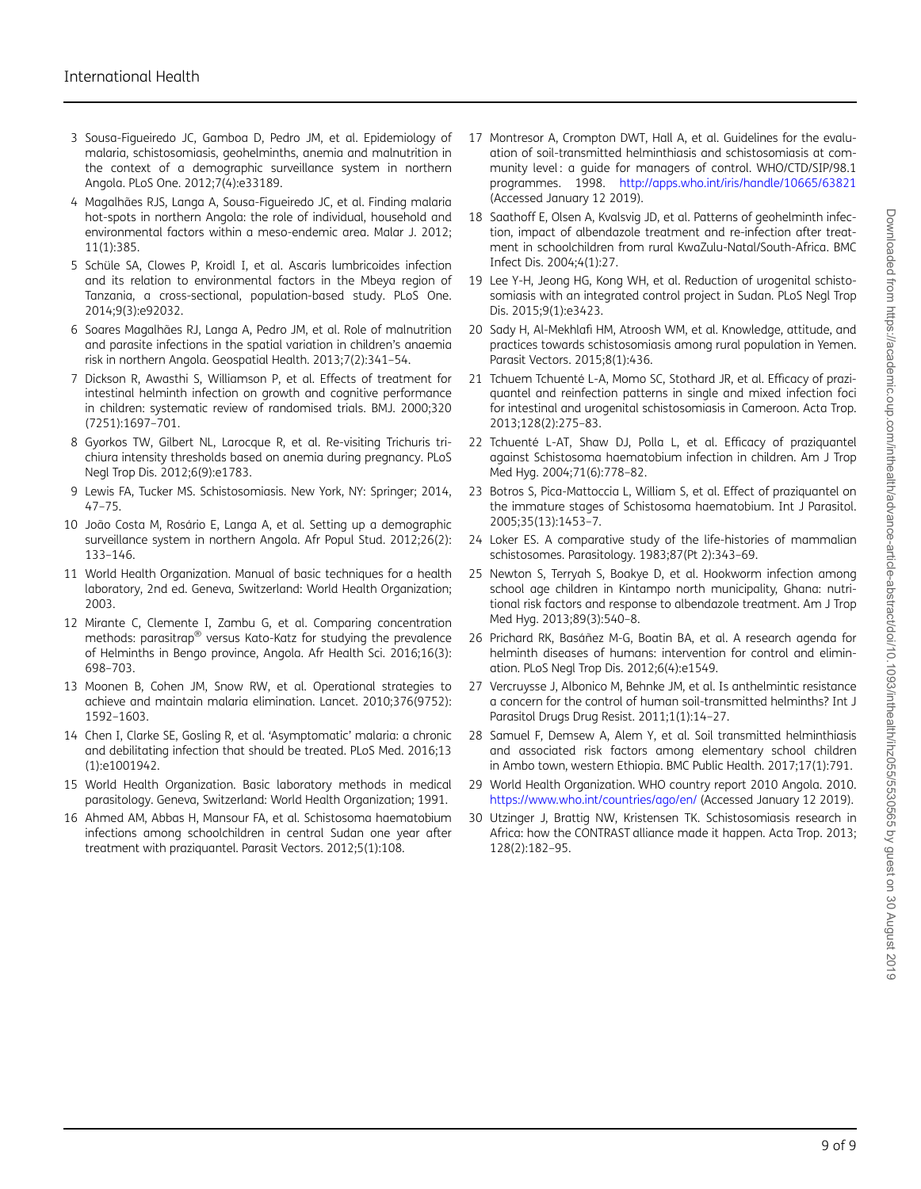3. Sousa-Figueiredo JC, Gamboa D, Pedro JM, et al. Epidemiology of malaria, schistosomiasis, geohelminths, anemia and malnutrition in the context of a demographic surveillance system in northern Angola. PLoS One. 2012;7(4):e33189.
4. Magalhães RJS, Langa A, Sousa-Figueiredo JC, et al. Finding malaria hot-spots in northern Angola: the role of individual, household and environmental factors within a meso-endemic area. Malar J. 2012; 11(1):385.
5. Schüle SA, Clowes P, Kroidl I, et al. Ascaris lumbricoides infection and its relation to environmental factors in the Mbeya region of Tanzania, a cross-sectional, population-based study. PLoS One. 2014;9(3):e92032.
6. Soares Magalhães RJ, Langa A, Pedro JM, et al. Role of malnutrition and parasite infections in the spatial variation in children's anaemia risk in northern Angola. Geospatial Health. 2013;7(2):341–54.
7. Dickson R, Awasthi S, Williamson P, et al. Effects of treatment for intestinal helminth infection on growth and cognitive performance in children: systematic review of randomised trials. BMJ. 2000;320 (7251):1697–701.
8. Gyorkos TW, Gilbert NL, Larocque R, et al. Re-visiting Trichuris trichiura intensity thresholds based on anemia during pregnancy. PLoS Negl Trop Dis. 2012;6(9):e1783.
9. Lewis FA, Tucker MS. Schistosomiasis. New York, NY: Springer; 2014, 47–75.
10. João Costa M, Rosário E, Langa A, et al. Setting up a demographic surveillance system in northern Angola. Afr Popul Stud. 2012;26(2): 133–146.
11. World Health Organization. Manual of basic techniques for a health laboratory, 2nd ed. Geneva, Switzerland: World Health Organization; 2003.
12. Mirante C, Clemente I, Zambu G, et al. Comparing concentration methods: parasitrap® versus Kato-Katz for studying the prevalence of Helminths in Bengo province, Angola. Afr Health Sci. 2016;16(3): 698–703.
13. Moonen B, Cohen JM, Snow RW, et al. Operational strategies to achieve and maintain malaria elimination. Lancet. 2010;376(9752): 1592–1603.
14. Chen I, Clarke SE, Gosling R, et al. 'Asymptomatic' malaria: a chronic and debilitating infection that should be treated. PLoS Med. 2016;13 (1):e1001942.
15. World Health Organization. Basic laboratory methods in medical parasitology. Geneva, Switzerland: World Health Organization; 1991.
16. Ahmed AM, Abbas H, Mansour FA, et al. Schistosoma haematobium infections among schoolchildren in central Sudan one year after treatment with praziquantel. Parasit Vectors. 2012;5(1):108.
17. Montresor A, Crompton DWT, Hall A, et al. Guidelines for the evaluation of soil-transmitted helminthiasis and schistosomiasis at community level: a guide for managers of control. WHO/CTD/SIP/98.1 programmes. 1998. http://apps.who.int/iris/handle/10665/63821 (Accessed January 12 2019).
18. Saathoff E, Olsen A, Kvalsvig JD, et al. Patterns of geohelminth infection, impact of albendazole treatment and re-infection after treatment in schoolchildren from rural KwaZulu-Natal/South-Africa. BMC Infect Dis. 2004;4(1):27.
19. Lee Y-H, Jeong HG, Kong WH, et al. Reduction of urogenital schistosomiasis with an integrated control project in Sudan. PLoS Negl Trop Dis. 2015;9(1):e3423.
20. Sady H, Al-Mekhlafi HM, Atroosh WM, et al. Knowledge, attitude, and practices towards schistosomiasis among rural population in Yemen. Parasit Vectors. 2015;8(1):436.
21. Tchuem Tchuenté L-A, Momo SC, Stothard JR, et al. Efficacy of praziquantel and reinfection patterns in single and mixed infection foci for intestinal and urogenital schistosomiasis in Cameroon. Acta Trop. 2013;128(2):275–83.
22. Tchuenté L-AT, Shaw DJ, Polla L, et al. Efficacy of praziquantel against Schistosoma haematobium infection in children. Am J Trop Med Hyg. 2004;71(6):778–82.
23. Botros S, Pica-Mattoccia L, William S, et al. Effect of praziquantel on the immature stages of Schistosoma haematobium. Int J Parasitol. 2005;35(13):1453–7.
24. Loker ES. A comparative study of the life-histories of mammalian schistosomes. Parasitology. 1983;87(Pt 2):343–69.
25. Newton S, Terryah S, Boakye D, et al. Hookworm infection among school age children in Kintampo north municipality, Ghana: nutritional risk factors and response to albendazole treatment. Am J Trop Med Hyg. 2013;89(3):540–8.
26. Prichard RK, Basáñez M-G, Boatin BA, et al. A research agenda for helminth diseases of humans: intervention for control and elimination. PLoS Negl Trop Dis. 2012;6(4):e1549.
27. Vercruysse J, Albonico M, Behnke JM, et al. Is anthelmintic resistance a concern for the control of human soil-transmitted helminths? Int J Parasitol Drugs Drug Resist. 2011;1(1):14–27.
28. Samuel F, Demsew A, Alem Y, et al. Soil transmitted helminthiasis and associated risk factors among elementary school children in Ambo town, western Ethiopia. BMC Public Health. 2017;17(1):791.
29. World Health Organization. WHO country report 2010 Angola. 2010. https://www.who.int/countries/ago/en/ (Accessed January 12 2019).
30. Utzinger J, Brattig NW, Kristensen TK. Schistosomiasis research in Africa: how the CONTRAST alliance made it happen. Acta Trop. 2013; 128(2):182–95.